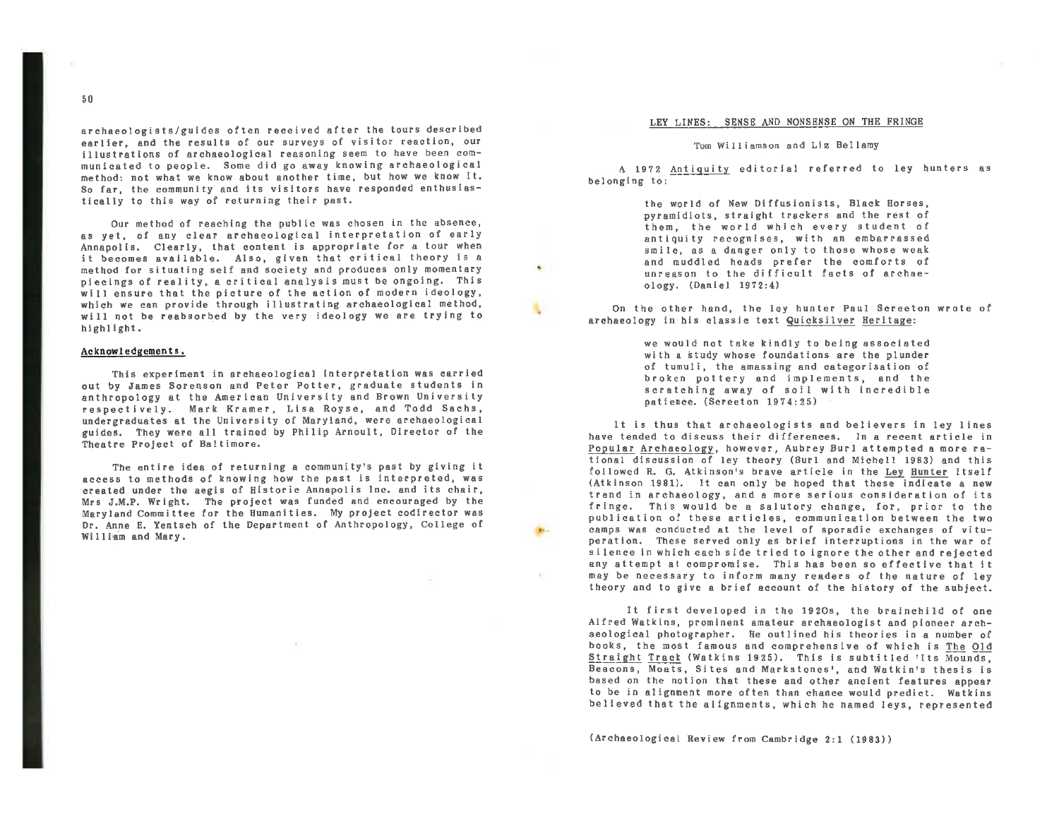archaeologists/guides often received after the tours described earlier, and the results of our surveys of visitor reaction, our illustrations of archaeological reasoning seem to have been communicated to people. Some did go away knowing archaeological method: not what we know about another time, but how we know it. So far, the community and its visitors have responded enthusiastically to this way of returning their past.

Our method of reaching the public was chosen in the absence, as yet, of any clear archaeological interpretation of early Annapolis. Clearly, that content is appropriate for a tour when it becomes available. Also, given that critical theory is a method for situating self and society and produces only momentary piecings of reality, a critical analysis must be ongoing. This will ensure that the picture of the action of modern ideology, which we can provide through illustrating archaeological method, will not be reabsorbed by the very ideology we are trying to highlight.

## Acknowledgements.

This experiment in archaeological interpretation was carried out by James Sorenson and Peter Potter, graduate students in anthropology at the American University and Brown University respectively. Mark Kramer, Lisa Royse, and Todd Sachs, undergraduates at the University of Maryland, were archaeological guides. They were all trained by Philip Arnoult, Director of the Theatre Project of Baltimore.

The entire idea of returning a community's past by giving it access to methods of knowing how the past is interpreted, was created under the aegis of Historic Annapolis Inc. and its chair, Mrs J.M.P. Wright. The project was funded and encouraged by the Maryland Committee for the Humanities. My project codirector was Dr. Anne E. Yentsch of the Department of Anthropology, College of William and Mary.

# LEY LINES: SENSE AND NONSENSE ON THE FRINGE

Tom Williamson and Liz Bellamy

A 1972 *Antiquity* editorial referred to ley hunters as belonging to:

> the world of New Diffusionists, Black Horses, pyramidiots, straight trackers and the rest of them, the world which every student of antiquity recognises, with an embarrassed smile, as a danger only to those whose weak and muddled heads prefer the comforts of unreason to the difficult facts of archaeology. (Daniel 1972:4)

On the other hand, the ley hunter Paul Screeton wrote of archaeology in his classic text *Quicksilver Heritage*:

> we would not take kindly to being associated with a study whose foundations are the plunder of tumuli, the amassing and categorisation of broken pottery and implements, and the scratching away of soil with incredible patience. (Screeton 1974:25)

It is thus that archaeologists and believers in ley lines have tended to discuss their differences. In a recent article in *Popular Archaeology*, however, Aubrey Burl attempted a more rational discussion of ley theory (Burl and Michell 1983) and this followed R. G. Atkinson's brave article in the *Ley Hunter* itself (Atkinson 1981). It can only be hoped that these indicate a new trend in archaeology, and a more serious consideration of its fringe. This would be a salutory change, for, prior to the publication of these articles, communication between the two camps was conducted at the level of sporadic exchanges of vituperation. These served only as brief interruptions in the war of silence in which each side tried to ignore the other and rejected any attempt at compromise. This has been so effective that it may be necessary to inform many readers of the nature of ley theory and to give a brief account of the history of the subject.

It first developed in the 1920s, the brainchild of one Alfred Watkins, prominent amateur archaeologist and pioneer archaeological photographer. He outlined his theories in a number of books, the most famous and comprehensive of which is *The Old Straight Track* (Watkins 1925). This is subtitled 'Its Mounds, Beacons, Moats, Sites and Markstones', and Watkin's thesis is based on the notion that these and other ancient features appear to be in alignment more often than chance would predict. Watkins believed that the alignments, which he named leys, represented

(Archaeological Review from Cambridge 2:1 (1983))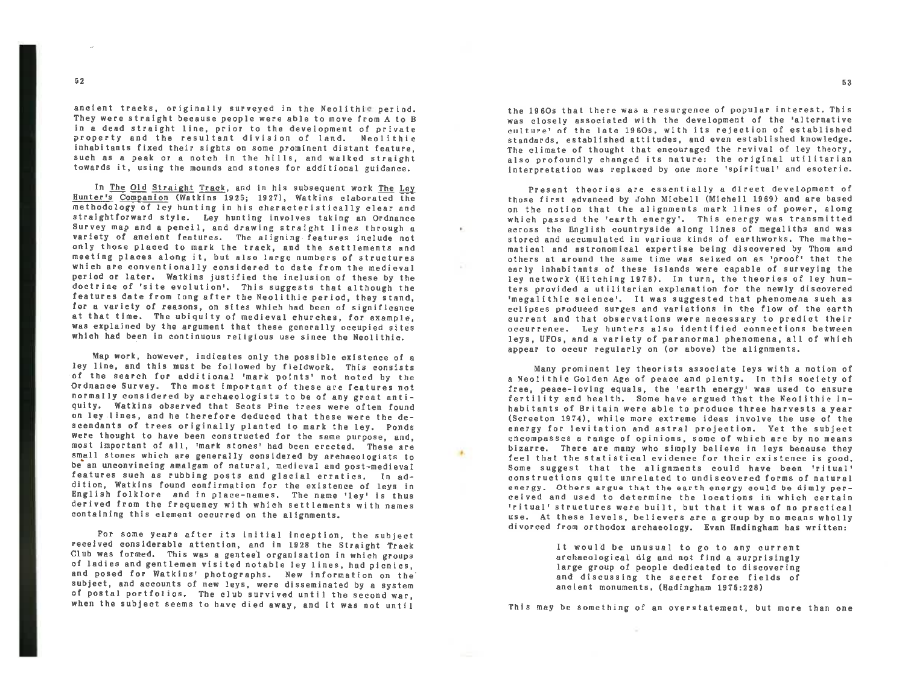ancient tracks, originally surveyed in the Neolithic period. They were straight because people were able to move from A to B in a dead straight line, prior to the development of private property and the resultant division of land. Neolithic inhabitants fixed their sights on some prominent distant feature, such as a peak or a notch in the hills, and walked straight towards it, using the mounds and stones for additional guidance.

In The Old Straight Track, and in his subsequent work The Ley Hunter's Companion (Watkins 1925; 1927), Watkins elaborated the methodology of ley hunting in his characteristically clear and straightforward style. Ley hunting involves taking an Ordnance Survey map and a pencil, and drawing straight lines through a variety of ancient features. The aligning features include not only those placed to mark the track, and the settlements and meeting places along it, but also large numbers of structures which are conventionally considered to date from the medieval period or later. Watkins justified the inclusion of these by the doctrine of 'site evolution'. This suggests that although the features date from long after the Neolithic period, they stand, for a variety of reasons, on sites which had been of significance at that time. The ubiquity of medieval churches, for example, was explained by the argument that these generally occupied sites which had been in continuous religious use since the Neolithic.

Map work, however, indicates only the possible existence of a ley line, and this must be followed by fieldwork. This consists of the search for additional 'mark points' not noted by the Ordnance Survey. The most important of these are features not normally considered by archaeologists to be of any great antiquity. Watkins observed that Scots Pine trees were often found on ley lines, and he therefore deduced that these were the descendants of trees originally planted to mark the ley. Ponds were thought to have been constructed for the same purpose, and, most important of all, 'mark stones' had been erected. These are small stones which are generally considered by archaeologists to be an unconvincing amalgam of natural, medieval and post-medieval features such as rubbing posts and glacial erratics. In addition, Watkins found confirmation for the existence of leys in English folklore and in place-names. The name 'ley' is thus derived from the frequency with which settlements with names containing this element occurred on the alignments.

For some years after its initial inception, the subject received considerable attention, and in 1928 the Straight Track Club was formed. This was a genteel organisation in which groups of ladies and gentlemen visited notable ley lines, had picnics, and posed for Watkins' photographs. New information on the subject, and accounts of new leys, were disseminated by a system of postal portfolios. The club survived until the second war, when the subject seems to have died away, and it was not until the 1960s that there was a resurgence of popular interest. This was closely associated with the development of the 'alternative culture' of the late 1960s, with its rejection of established standards, established attitudes, and even established knowledge. The climate of thought that encouraged the revival of ley theory, also profoundly changed its nature: the original utilitarian interpretation was replaced by one more 'spiritual' and esoteric.

Present theories are essentially a direct development of those first advanced by John Michell (Michell 1969) and are based on the notion that the alignments mark lines of power, along which passed the 'earth energy'. This energy was transmitted across the English countryside along lines of megaliths and was stored and accumulated in various kinds of earthworks. The mathematical and astronomical expertise being discovered by Thom and others at around the same time was seized on as 'proof' that the early inhabitants of these islands were capable of surveying the ley network (Hitching 1976). In turn, the theories of ley hunters provided a utilitarian explanation for the newly discovered 'megalithic science'. It was suggested that phenomena such as eclipses produced surges and variations in the flow of the earth current and that observations were necessary to predict their occurrence. Ley hunters also identified connections between leys, UFOs, and a variety of paranormal phenomena, all of which appear to occur regularly on (or above) the alignments.

Many prominent ley theorists associate leys with a notion of a Neolithic Golden Age of peace and plenty. In this society of free, peace-loving equals, the 'earth energy' was used to ensure fertility and health. Some have argued that the Neolithic inhabitants of Britain were able to produce three harvests a year (Screeton 1974), while more extreme ideas involve the use of the energy for levitation and astral projection. Yet the subject encompasses a range of opinions, some of which are by no means bizarre. There are many who simply believe in leys because they feel that the statistical evidence for their existence is good. Some suggest that the alignments could have been 'ritual' constructions quite unrelated to undiscovered forms of natural energy. Others argue that the earth energy could be dimly perceived and used to determine the locations in which certain 'ritual' structures were built, but that it was of no practical use. At these levels, believers are a group by no means wholly divorced from orthodox archaeology. Evan Hadingham has written:

> It would be unusual to go to any current archaeological dig and not find a surprisingly large group of people dedicated to discovering and discussing the secret force fields of ancient monuments. (Hadingham 1975:228)

This may be something of an overstatement, but more than one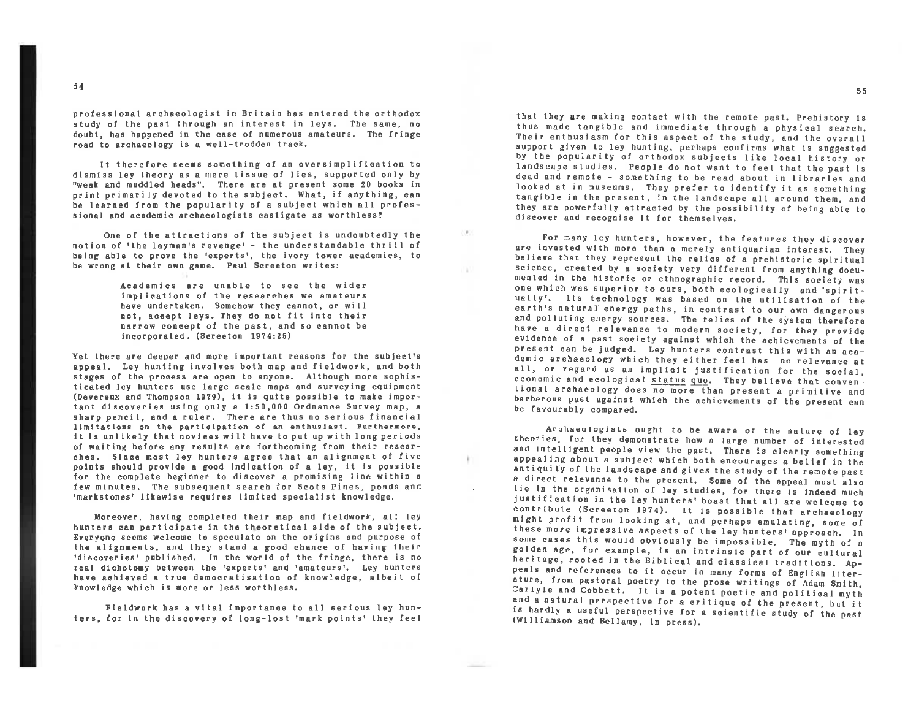professional archaeologist in Britain has entered the orthodox study of the past through an interest in leys. The same, no doubt, has happened in the case of numerous amateurs. The fringe road to archaeology is a well-trodden track.

It therefore seems something of an oversimplification to dismiss ley theory as a mere tissue of lies, supported only by "weak and muddled heads". There are at present some 20 books in print primarily devoted to the subject. What, if anything, can be learned from the popularity of a subject which all professional and academic archaeologists castigate as worthless?

One of the attractions of the subject is undoubtedly the notion of 'the layman's revenge' - the understandable thrill of being able to prove the 'experts', the ivory tower academics, to be wrong at their own game. Paul Screeton writes:

> Academics are unable to see the wider implications of the researches we amateurs have undertaken. Somehow they cannot, or will not, accept leys. They do not fit into their narrow concept of the past, and so cannot be incorporated. (Screeton 1974:25)

Yet there are deeper and more important reasons for the subject's appeal. Ley hunting involves both map and fieldwork, and both stages of the process are open to anyone. Although more sophisticated ley hunters use large scale maps and surveying equipment (Devereux and Thompson 1979), it is quite possible to make important discoveries using only a 1:50,000 Ordnance Survey map, a sharp pencil, and a ruler. There are thus no serious financial limitations on the participation of an enthusiast. Furthermore, it is unlikely that novices will have to put up with long periods of waiting before any results are forthcoming from their researches. Since most ley hunters agree that an alignment of five points should provide a good indication of a ley, it is possible for the complete beginner to discover a promising line within a few minutes. The subsequent search for Scots Pines, ponds and 'markstones' likewise requires limited specialist knowledge.

Moreover, having completed their map and fieldwork, all ley hunters can participate in the theoretical side of the subject. Everyone seems welcome to speculate on the origins and purpose of the alignments, and they stand a good chance of having their 'discoveries' published. In the world of the fringe, there is no real dichotomy between the 'experts' and 'amateurs'. Ley hunters have achieved a true democratisation of knowledge, albeit of knowledge which is more or less worthless.

Fieldwork has a vital importance to all serious ley hunters, for in the discovery of long-lost 'mark points' they feel that they are making contact with the remote past. Prehistory is thus made tangible and immediate through a physical search. Their enthusiasm for this aspect of the study, and the overall support given to ley hunting, perhaps confirms what is suggested by the popularity of orthodox subjects like local history or landscape studies. People do not want to feel that the past is dead and remote - something to be read about in libraries and looked at in museums. They prefer to identify it as something tangible in the present, in the landscape all around them, and they are powerfully attracted by the possibility of being able to discover and recognise it for themselves.

For many ley hunters, however, the features they discover are invested with more than a merely antiquarian interest. They believe that they represent the relics of a prehistoric spiritual science, created by a society very different from anything documented in the historic or ethnographic record. This society was one which was superior to ours, both ecologically and 'spiritually'. Its technology was based on the utilisation of the earth's natural energy paths, in contrast to our own dangerous and polluting energy sources. The relics of the system therefore have a direct relevance to modern society, for they provide evidence of a past society against which the achievements of the present can be judged. Ley hunters contrast this with an academic archaeology which they either feel has no relevance at all, or regard as an implicit justification for the social, economic and ecological <u>status quo</u>. They believe that conventional archaeology does no more than present a primitive and barbarous past against which the achievements of the present can be favourably compared.

Archaeologists ought to be aware of the nature of ley theories, for they demonstrate how a large number of interested and intelligent people view the past. There is clearly something appealing about a subject which both encourages a belief in the antiquity of the landscape and gives the study of the remote past a direct relevance to the present. Some of the appeal must also lie in the organisation of ley studies, for there is indeed much justification in the ley hunters' boast that all are welcome to contribute (Screeton 1974). It is possible that archaeology might profit from looking at, and perhaps emulating, some of these more impressive aspects of the ley hunters' approach. In some cases this would obviously be impossible. The myth of a golden age, for example, is an intrinsic part of our cultural heritage, rooted in the Biblical and classical traditions. Appeals and references to it occur in many forms of English literature, from pastoral poetry to the prose writings of Adam Smith, Carlyle and Cobbett. It is a potent poetic and political myth and a natural perspective for a critique of the present, but it is hardly a useful perspective for a scientific study of the past (Williamson and Bellamy, in press).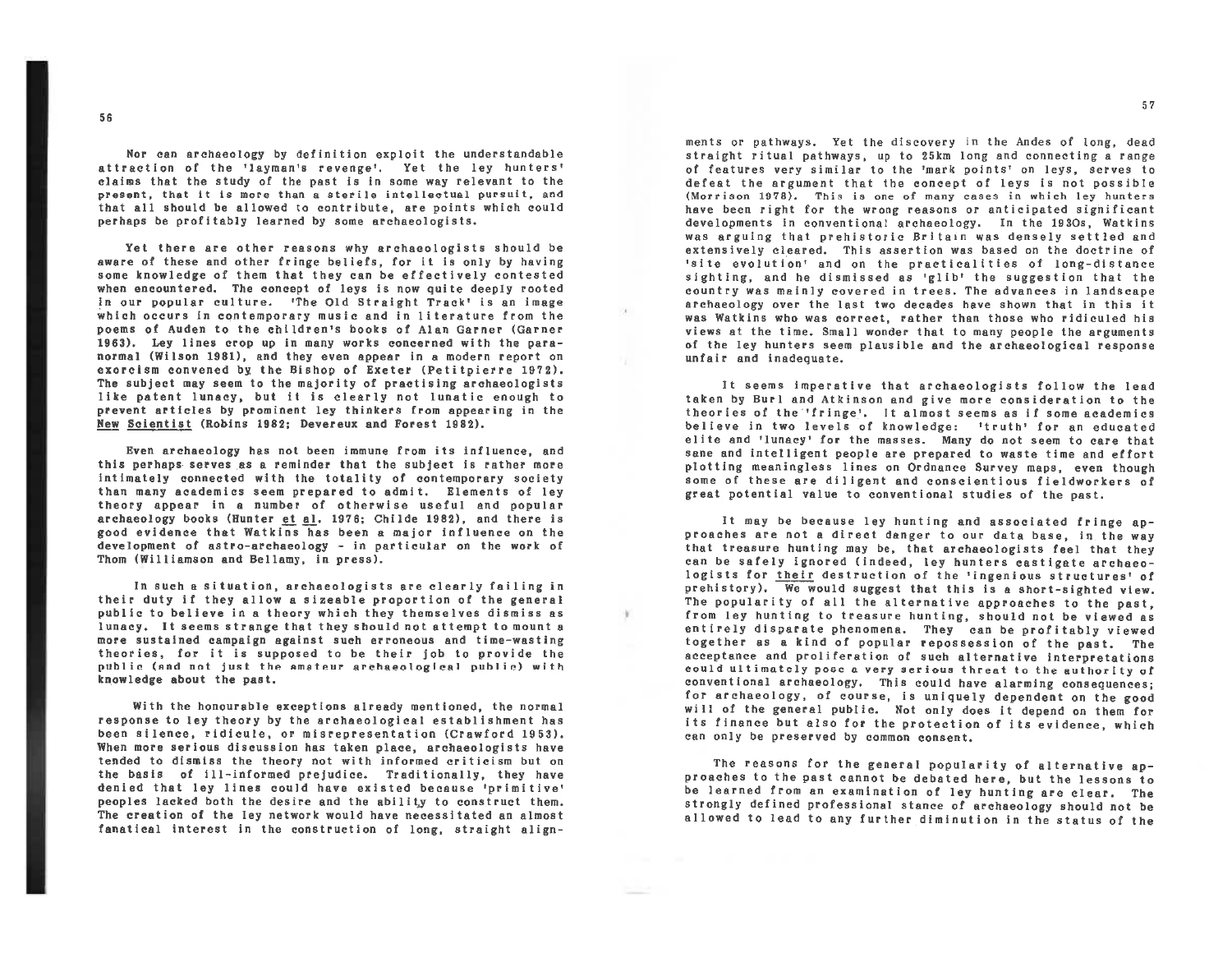Nor can archaeology by definition exploit the understandable attraction of the 'layman's revenge'. Yet the ley hunters' claims that the study of the past is in some way relevant to the present, that it is more than a sterile intellectual pursuit, and that all should be allowed to contribute, are points which could perhaps be profitably learned by some archaeologists.

Yet there are other reasons why archaeologists should be aware of these and other fringe beliefs, for it is only by having some knowledge of them that they can be effectively contested when encountered. The concept of leys is now quite deeply rooted in our popular culture. 'The Old Straight Track' is an image which occurs in contemporary music and in literature from the poems of Auden to the children's books of Alan Garner (Garner 1963). Ley lines crop up in many works concerned with the paranormal (Wilson 1981), and they even appear in a modern report on exorcism convened by the Bishop of Exeter (Petitpierre 1972). The subject may seem to the majority of practising archaeologists like patent lunacy, but it is clearly not lunatic enough to prevent articles by prominent ley thinkers from appearing in the New Scientist (Robins 1982; Devereux and Forest 1982).

Even archaeology has not been immune from its influence, and this perhaps serves as a reminder that the subject is rather more intimately connected with the totality of contemporary society than many academics seem prepared to admit. Elements of ley theory appear in a number of otherwise useful and popular archaeology books (Hunter et al. 1976; Childe 1982), and there is good evidence that Watkins has been a major influence on the development of astro-archaeology - in particular on the work of Thom (Williamson and Bellamy, in press).

In such a situation, archaeologists are clearly failing in their duty if they allow a sizeable proportion of the general public to believe in a theory which they themselves dismiss as lunacy. It seems strange that they should not attempt to mount a more sustained campaign against such erroneous and time-wasting theories, for it is supposed to be their job to provide the public (and not just the amateur archaeological public) with knowledge about the past.

With the honourable exceptions already mentioned, the normal response to ley theory by the archaeological establishment has been silence, ridicule, or misrepresentation (Crawford 1953). When more serious discussion has taken place, archaeologists have tended to dismiss the theory not with informed criticism but on the basis of ill-informed prejudice. Traditionally, they have denied that ley lines could have existed because 'primitive' peoples lacked both the desire and the ability to construct them. The creation of the ley network would have necessitated an almost fanatical interest in the construction of long, straight alignments or pathways. Yet the discovery in the Andes of long, dead straight ritual pathways, up to 25km long and connecting a range of features very similar to the 'mark points' on leys, serves to defeat the argument that the concept of leys is not possible (Morrison 1978). This is one of many cases in which ley hunters have been right for the wrong reasons or anticipated significant developments in conventional archaeology. In the 1930s, Watkins was arguing that prehistoric Britain was densely settled and extensively cleared. This assertion was based on the doctrine of 'site evolution' and on the practicalities of long-distance sighting, and he dismissed as 'glib' the suggestion that the country was mainly covered in trees. The advances in landscape archaeology over the last two decades have shown that in this it was Watkins who was correct, rather than those who ridiculed his views at the time. Small wonder that to many people the arguments of the ley hunters seem plausible and the archaeological response unfair and inadequate.

It seems imperative that archaeologists follow the lead taken by Burl and Atkinson and give more consideration to the theories of the 'fringe'. It almost seems as if some academics believe in two levels of knowledge: 'truth' for an educated elite and 'lunacy' for the masses. Many do not seem to care that sane and intelligent people are prepared to waste time and effort plotting meaningless lines on Ordnance Survey maps, even though some of these are diligent and conscientious fieldworkers of great potential value to conventional studies of the past.

It may be because ley hunting and associated fringe approaches are not a direct danger to our data base, in the way that treasure hunting may be, that archaeologists feel that they can be safely ignored (indeed, ley hunters castigate archaeologists for their destruction of the 'ingenious structures' of prehistory). We would suggest that this is a short-sighted view. The popularity of all the alternative approaches to the past, from ley hunting to treasure hunting, should not be viewed as entirely disparate phenomena. They can be profitably viewed together as a kind of popular repossession of the past. The acceptance and proliferation of such alternative interpretations could ultimately pose a very serious threat to the authority of conventional archaeology. This could have alarming consequences; for archaeology, of course, is uniquely dependent on the good will of the general public. Not only does it depend on them for its finance but also for the protection of its evidence, which can only be preserved by common consent.

The reasons for the general popularity of alternative approaches to the past cannot be debated here, but the lessons to be learned from an examination of ley hunting are clear. The strongly defined professional stance of archaeology should not be allowed to lead to any further diminution in the status of the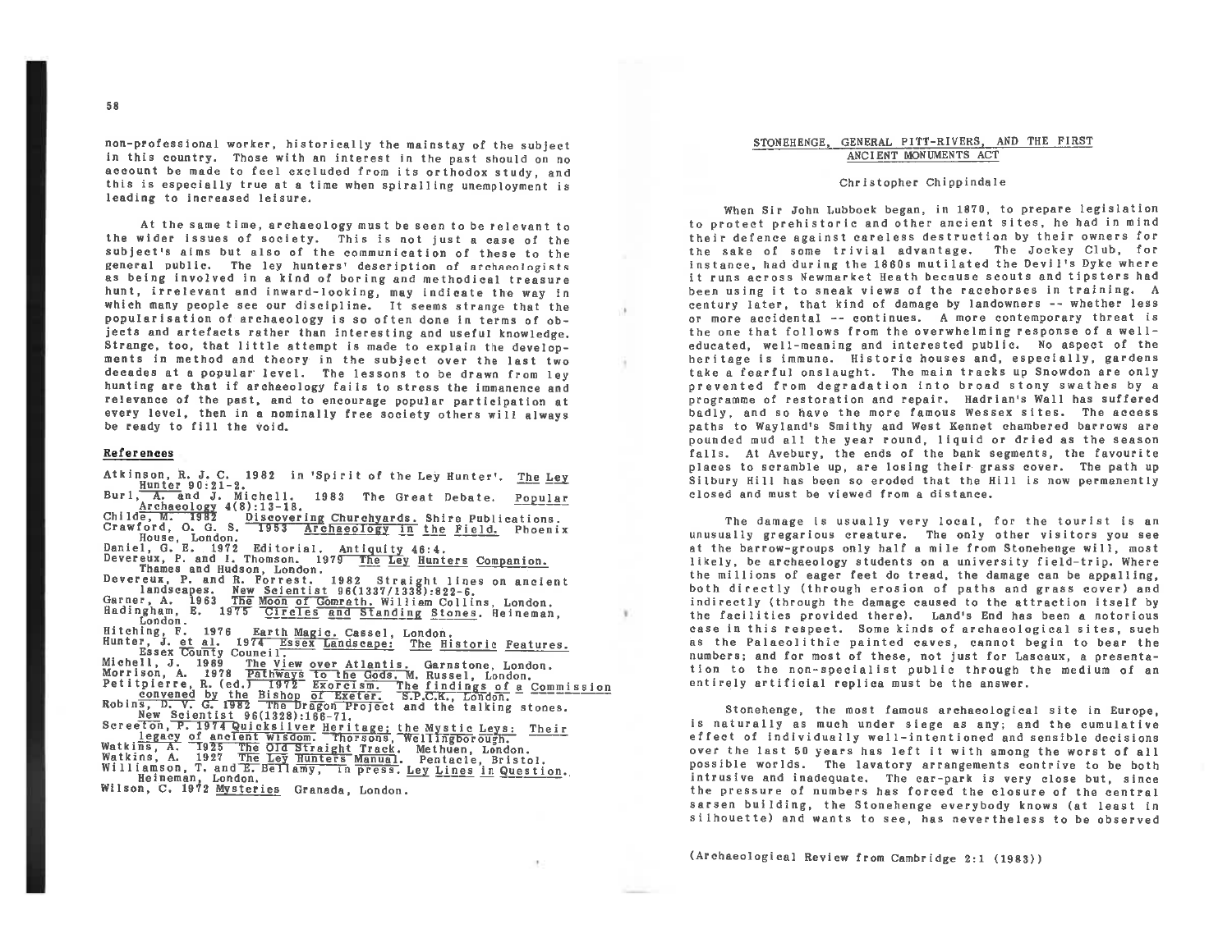non-professional worker, historically the mainstay of the subject in this country. Those with an interest in the past should on no account be made to feel excluded from its orthodox study, and this is especially true at a time when spiralling unemployment is leading to increased leisure.

At the same time, archaeology must be seen to be relevant to the wider issues of society. This is not just a case of the subject's aims but also of the communication of these to the general public. The ley hunters' description of archaeologists as being involved in a kind of boring and methodical treasure hunt, irrelevant and inward-looking, may indicate the way in which many people see our discipline. It seems strange that the popularisation of archaeology is so often done in terms of objects and artefacts rather than interesting and useful knowledge. Strange, too, that little attempt is made to explain the developments in method and theory in the subject over the last two decades at a popular level. The lessons to be drawn from ley hunting are that if archaeology fails to stress the immanence and relevance of the past, and to encourage popular participation at every level, then in a nominally free society others will always be ready to fill the void.

## References

Atkinson, R. J. C. 1982 in 'Spirit of the Ley Hunter'. The Ley Hunter 90:21-2.
Burl, A. and J. Michell. 1983 The Great Debate. Popular Archaeology 4(8):13-18.
Childe, M. 1982 Discovering Churchyards. Shire Publications.
Crawford, O. G. S. 1953 Archaeology in the Field. Phoenix House, London.
Daniel, G. E. 1972 Editorial. Antiquity 46:4.
Devereux, P. and I. Thomson. 1979 The Ley Hunters Companion. Thames and Hudson, London.
Devereux, P. and R. Forrest. 1982 Straight lines on ancient landscapes. New Scientist 96(1337/1338):822-6.
Garner, A. 1963 The Moon of Gomrath. William Collins, London.
Hadingham, E. 1975 Circles and Standing Stones. Heineman, London.
Hitching, F. 1976 Earth Magic. Cassel, London.
Hunter, J. et al. 1974 Essex Landscape: The Historic Features. Essex County Council.
Michell, J. 1969 The View over Atlantis. Garnstone, London.
Morrison, A. 1978 Pathways to the Gods. M. Russel, London.
Petitpierre, R. (ed.) 1972 Exorcism. The findings of a Commission convened by the Bishop of Exeter. S.P.C.K., London.
Robins, D. V. G. 1982 The Dragon Project and the talking stones. New Scientist 96(1328):166-71.
Screeton, P. 1974 Quicksilver Heritage; the Mystic Leys: Their legacy of ancient wisdom. Thorsons, Wellingborough.
Watkins, A. 1925 The Old Straight Track. Methuen, London.
Watkins, A. 1927 The Ley Hunters Manual. Pentacle, Bristol.
Williamson, T. and E. Bellamy, in press. Ley Lines in Question. Heineman, London.
Wilson, C. 1972 Mysteries Granada, London.

# STONEHENGE, GENERAL PITT-RIVERS, AND THE FIRST ANCIENT MONUMENTS ACT

Christopher Chippindale

When Sir John Lubbock began, in 1870, to prepare legislation to protect prehistoric and other ancient sites, he had in mind their defence against careless destruction by their owners for the sake of some trivial advantage. The Jockey Club, for instance, had during the 1860s mutilated the Devil's Dyke where it runs across Newmarket Heath because scouts and tipsters had been using it to sneak views of the racehorses in training. A century later, that kind of damage by landowners -- whether less or more accidental -- continues. A more contemporary threat is the one that follows from the overwhelming response of a well-educated, well-meaning and interested public. No aspect of the heritage is immune. Historic houses and, especially, gardens take a fearful onslaught. The main tracks up Snowdon are only prevented from degradation into broad stony swathes by a programme of restoration and repair. Hadrian's Wall has suffered badly, and so have the more famous Wessex sites. The access paths to Wayland's Smithy and West Kennet chambered barrows are pounded mud all the year round, liquid or dried as the season falls. At Avebury, the ends of the bank segments, the favourite places to scramble up, are losing their grass cover. The path up Silbury Hill has been so eroded that the Hill is now permanently closed and must be viewed from a distance.

The damage is usually very local, for the tourist is an unusually gregarious creature. The only other visitors you see at the barrow-groups only half a mile from Stonehenge will, most likely, be archaeology students on a university field-trip. Where the millions of eager feet do tread, the damage can be appalling, both directly (through erosion of paths and grass cover) and indirectly (through the damage caused to the attraction itself by the facilities provided there). Land's End has been a notorious case in this respect. Some kinds of archaeological sites, such as the Palaeolithic painted caves, cannot begin to bear the numbers; and for most of these, not just for Lascaux, a presentation to the non-specialist public through the medium of an entirely artificial replica must be the answer.

Stonehenge, the most famous archaeological site in Europe, is naturally as much under siege as any; and the cumulative effect of individually well-intentioned and sensible decisions over the last 50 years has left it with among the worst of all possible worlds. The lavatory arrangements contrive to be both intrusive and inadequate. The car-park is very close but, since the pressure of numbers has forced the closure of the central sarsen building, the Stonehenge everybody knows (at least in silhouette) and wants to see, has nevertheless to be observed

(Archaeological Review from Cambridge 2:1 (1983))